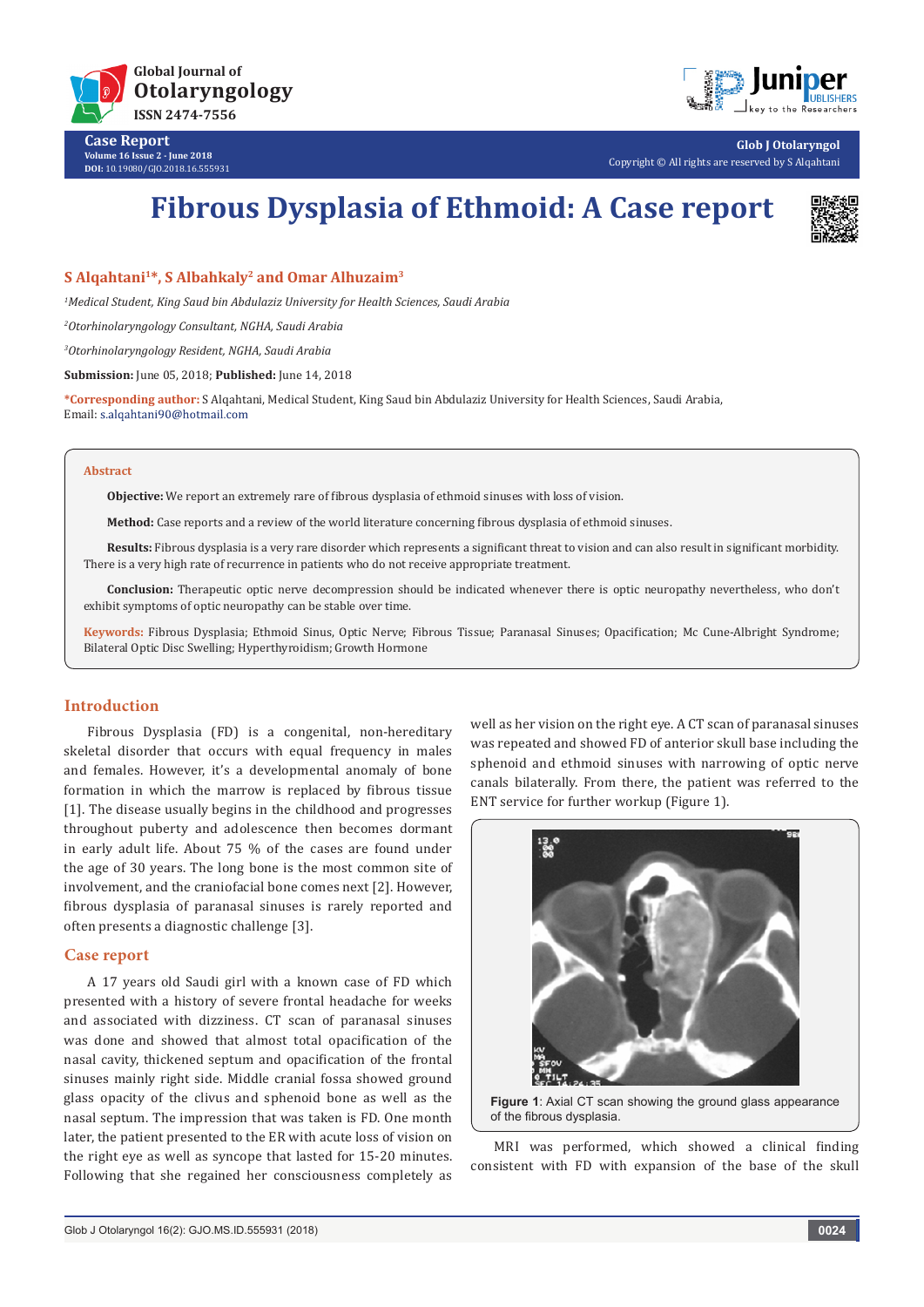Case Report
Volume 16 Issue 2 - June 2018
DOI: 10.19080/GJO.2018.16.555931

Glob J Otolaryngol
Copyright © All rights are reserved by S Alqahtani

# Fibrous Dysplasia of Ethmoid: A Case report

**S Alqahtani[1]\*, S Albahkaly[2] and Omar Alhuzaim[3]**

[1]*Medical Student, King Saud bin Abdulaziz University for Health Sciences, Saudi Arabia*

[2]*Otorhinolaryngology Consultant, NGHA, Saudi Arabia*

[3]*Otorhinolaryngology Resident, NGHA, Saudi Arabia*

**Submission:** June 05, 2018; **Published:** June 14, 2018

**\*Corresponding author:** S Alqahtani, Medical Student, King Saud bin Abdulaziz University for Health Sciences, Saudi Arabia, Email: s.alqahtani90@hotmail.com

## Abstract

**Objective:** We report an extremely rare of fibrous dysplasia of ethmoid sinuses with loss of vision.

**Method:** Case reports and a review of the world literature concerning fibrous dysplasia of ethmoid sinuses.

**Results:** Fibrous dysplasia is a very rare disorder which represents a significant threat to vision and can also result in significant morbidity. There is a very high rate of recurrence in patients who do not receive appropriate treatment.

**Conclusion:** Therapeutic optic nerve decompression should be indicated whenever there is optic neuropathy nevertheless, who don't exhibit symptoms of optic neuropathy can be stable over time.

**Keywords:** Fibrous Dysplasia; Ethmoid Sinus, Optic Nerve; Fibrous Tissue; Paranasal Sinuses; Opacification; Mc Cune-Albright Syndrome; Bilateral Optic Disc Swelling; Hyperthyroidism; Growth Hormone

## Introduction

Fibrous Dysplasia (FD) is a congenital, non-hereditary skeletal disorder that occurs with equal frequency in males and females. However, it's a developmental anomaly of bone formation in which the marrow is replaced by fibrous tissue [1]. The disease usually begins in the childhood and progresses throughout puberty and adolescence then becomes dormant in early adult life. About 75 % of the cases are found under the age of 30 years. The long bone is the most common site of involvement, and the craniofacial bone comes next [2]. However, fibrous dysplasia of paranasal sinuses is rarely reported and often presents a diagnostic challenge [3].

## Case report

A 17 years old Saudi girl with a known case of FD which presented with a history of severe frontal headache for weeks and associated with dizziness. CT scan of paranasal sinuses was done and showed that almost total opacification of the nasal cavity, thickened septum and opacification of the frontal sinuses mainly right side. Middle cranial fossa showed ground glass opacity of the clivus and sphenoid bone as well as the nasal septum. The impression that was taken is FD. One month later, the patient presented to the ER with acute loss of vision on the right eye as well as syncope that lasted for 15-20 minutes. Following that she regained her consciousness completely as well as her vision on the right eye. A CT scan of paranasal sinuses was repeated and showed FD of anterior skull base including the sphenoid and ethmoid sinuses with narrowing of optic nerve canals bilaterally. From there, the patient was referred to the ENT service for further workup (Figure 1).

**Figure 1**: Axial CT scan showing the ground glass appearance of the fibrous dysplasia.

MRI was performed, which showed a clinical finding consistent with FD with expansion of the base of the skull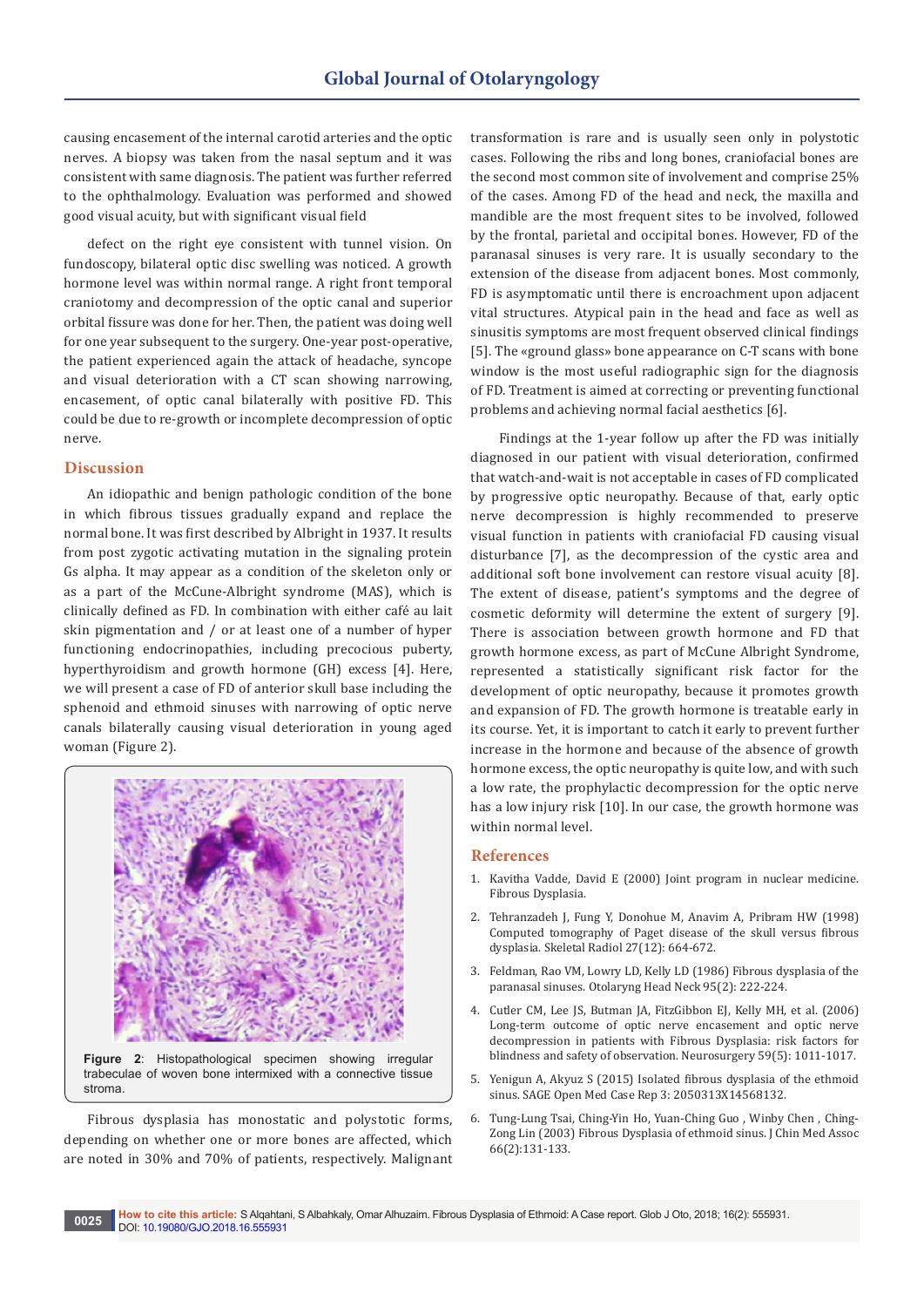causing encasement of the internal carotid arteries and the optic nerves. A biopsy was taken from the nasal septum and it was consistent with same diagnosis. The patient was further referred to the ophthalmology. Evaluation was performed and showed good visual acuity, but with significant visual field

defect on the right eye consistent with tunnel vision. On fundoscopy, bilateral optic disc swelling was noticed. A growth hormone level was within normal range. A right front temporal craniotomy and decompression of the optic canal and superior orbital fissure was done for her. Then, the patient was doing well for one year subsequent to the surgery. One-year post-operative, the patient experienced again the attack of headache, syncope and visual deterioration with a CT scan showing narrowing, encasement, of optic canal bilaterally with positive FD. This could be due to re-growth or incomplete decompression of optic nerve.

## Discussion

An idiopathic and benign pathologic condition of the bone in which fibrous tissues gradually expand and replace the normal bone. It was first described by Albright in 1937. It results from post zygotic activating mutation in the signaling protein Gs alpha. It may appear as a condition of the skeleton only or as a part of the McCune-Albright syndrome (MAS), which is clinically defined as FD. In combination with either café au lait skin pigmentation and / or at least one of a number of hyper functioning endocrinopathies, including precocious puberty, hyperthyroidism and growth hormone (GH) excess [4]. Here, we will present a case of FD of anterior skull base including the sphenoid and ethmoid sinuses with narrowing of optic nerve canals bilaterally causing visual deterioration in young aged woman (Figure 2).

**Figure 2**: Histopathological specimen showing irregular trabeculae of woven bone intermixed with a connective tissue stroma.

Fibrous dysplasia has monostatic and polystotic forms, depending on whether one or more bones are affected, which are noted in 30% and 70% of patients, respectively. Malignant transformation is rare and is usually seen only in polystotic cases. Following the ribs and long bones, craniofacial bones are the second most common site of involvement and comprise 25% of the cases. Among FD of the head and neck, the maxilla and mandible are the most frequent sites to be involved, followed by the frontal, parietal and occipital bones. However, FD of the paranasal sinuses is very rare. It is usually secondary to the extension of the disease from adjacent bones. Most commonly, FD is asymptomatic until there is encroachment upon adjacent vital structures. Atypical pain in the head and face as well as sinusitis symptoms are most frequent observed clinical findings [5]. The «ground glass» bone appearance on C-T scans with bone window is the most useful radiographic sign for the diagnosis of FD. Treatment is aimed at correcting or preventing functional problems and achieving normal facial aesthetics [6].

Findings at the 1-year follow up after the FD was initially diagnosed in our patient with visual deterioration, confirmed that watch-and-wait is not acceptable in cases of FD complicated by progressive optic neuropathy. Because of that, early optic nerve decompression is highly recommended to preserve visual function in patients with craniofacial FD causing visual disturbance [7], as the decompression of the cystic area and additional soft bone involvement can restore visual acuity [8]. The extent of disease, patient's symptoms and the degree of cosmetic deformity will determine the extent of surgery [9]. There is association between growth hormone and FD that growth hormone excess, as part of McCune Albright Syndrome, represented a statistically significant risk factor for the development of optic neuropathy, because it promotes growth and expansion of FD. The growth hormone is treatable early in its course. Yet, it is important to catch it early to prevent further increase in the hormone and because of the absence of growth hormone excess, the optic neuropathy is quite low, and with such a low rate, the prophylactic decompression for the optic nerve has a low injury risk [10]. In our case, the growth hormone was within normal level.

## References

1. Kavitha Vadde, David E (2000) Joint program in nuclear medicine. Fibrous Dysplasia.
2. Tehranzadeh J, Fung Y, Donohue M, Anavim A, Pribram HW (1998) Computed tomography of Paget disease of the skull versus fibrous dysplasia. Skeletal Radiol 27(12): 664-672.
3. Feldman, Rao VM, Lowry LD, Kelly LD (1986) Fibrous dysplasia of the paranasal sinuses. Otolaryng Head Neck 95(2): 222-224.
4. Cutler CM, Lee JS, Butman JA, FitzGibbon EJ, Kelly MH, et al. (2006) Long-term outcome of optic nerve encasement and optic nerve decompression in patients with Fibrous Dysplasia: risk factors for blindness and safety of observation. Neurosurgery 59(5): 1011-1017.
5. Yenigun A, Akyuz S (2015) Isolated fibrous dysplasia of the ethmoid sinus. SAGE Open Med Case Rep 3: 2050313X14568132.
6. Tung-Lung Tsai, Ching-Yin Ho, Yuan-Ching Guo , Winby Chen , Ching-Zong Lin (2003) Fibrous Dysplasia of ethmoid sinus. J Chin Med Assoc 66(2):131-133.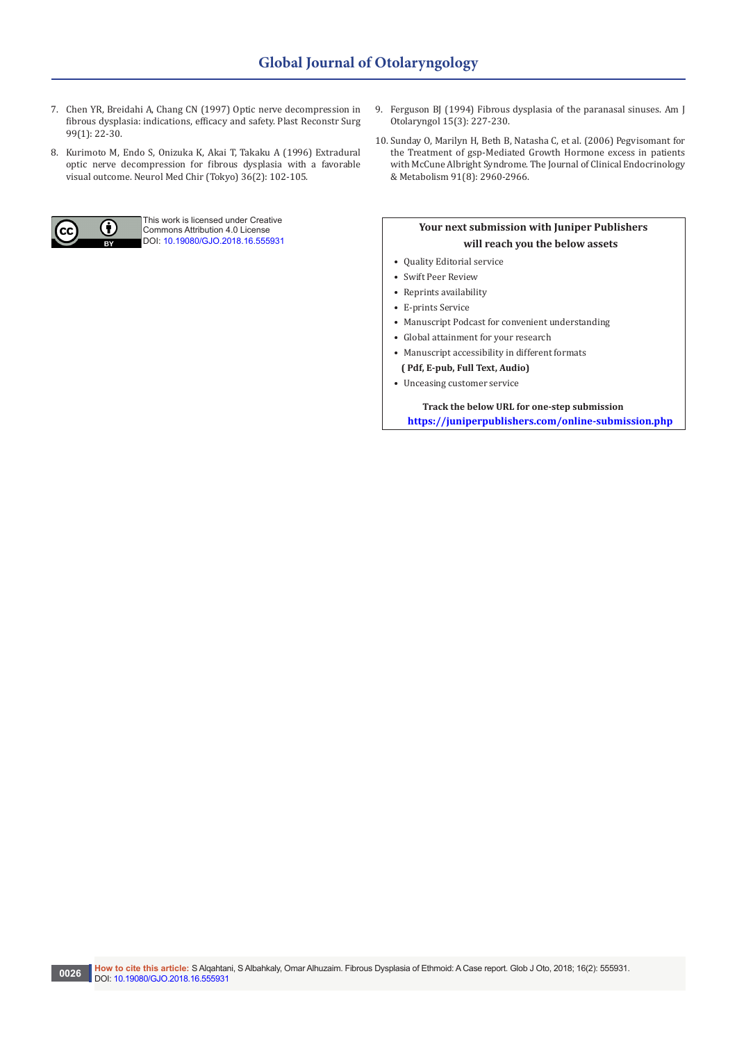7. Chen YR, Breidahi A, Chang CN (1997) Optic nerve decompression in fibrous dysplasia: indications, efficacy and safety. Plast Reconstr Surg 99(1): 22-30.
8. Kurimoto M, Endo S, Onizuka K, Akai T, Takaku A (1996) Extradural optic nerve decompression for fibrous dysplasia with a favorable visual outcome. Neurol Med Chir (Tokyo) 36(2): 102-105.
9. Ferguson BJ (1994) Fibrous dysplasia of the paranasal sinuses. Am J Otolaryngol 15(3): 227-230.
10. Sunday O, Marilyn H, Beth B, Natasha C, et al. (2006) Pegvisomant for the Treatment of gsp-Mediated Growth Hormone excess in patients with McCune Albright Syndrome. The Journal of Clinical Endocrinology & Metabolism 91(8): 2960-2966.

This work is licensed under Creative Commons Attribution 4.0 License
DOI: 10.19080/GJO.2018.16.555931

**Your next submission with Juniper Publishers will reach you the below assets**

- Quality Editorial service
- Swift Peer Review
- Reprints availability
- E-prints Service
- Manuscript Podcast for convenient understanding
- Global attainment for your research
- Manuscript accessibility in different formats

**( Pdf, E-pub, Full Text, Audio)**

- Unceasing customer service

**Track the below URL for one-step submission**
**https://juniperpublishers.com/online-submission.php**

**How to cite this article:** S Alqahtani, S Albahkaly, Omar Alhuzaim. Fibrous Dysplasia of Ethmoid: A Case report. Glob J Oto, 2018; 16(2): 555931. DOI: 10.19080/GJO.2018.16.555931